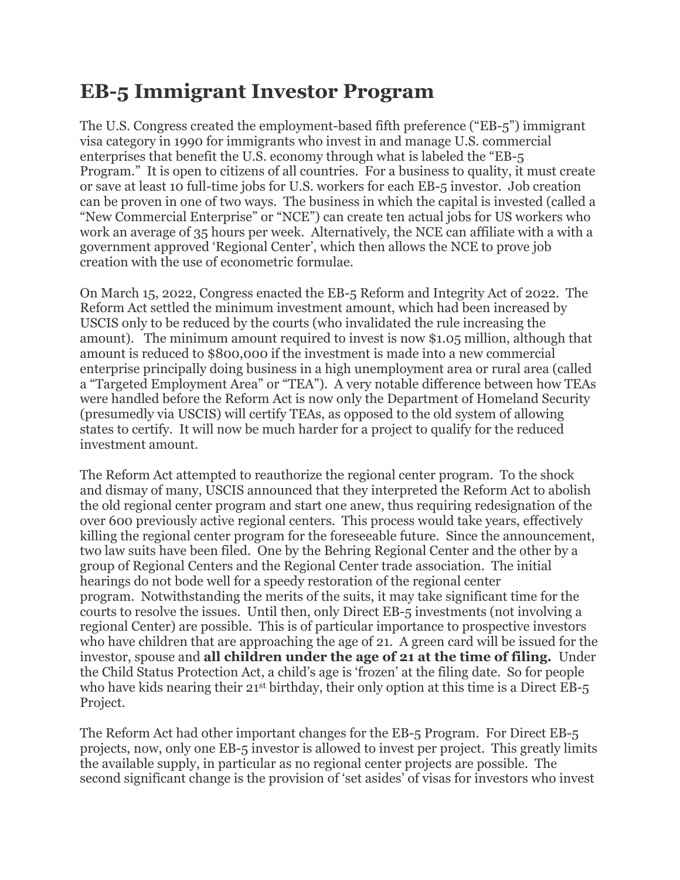# EB-5 Immigrant Investor Program

The U.S. Congress created the employment-based fifth preference ("EB-5") immigrant visa category in 1990 for immigrants who invest in and manage U.S. commercial enterprises that benefit the U.S. economy through what is labeled the "EB-5 Program." It is open to citizens of all countries. For a business to quality, it must create or save at least 10 full-time jobs for U.S. workers for each EB-5 investor. Job creation can be proven in one of two ways. The business in which the capital is invested (called a "New Commercial Enterprise" or "NCE") can create ten actual jobs for US workers who work an average of 35 hours per week. Alternatively, the NCE can affiliate with a with a government approved 'Regional Center', which then allows the NCE to prove job creation with the use of econometric formulae.

On March 15, 2022, Congress enacted the EB-5 Reform and Integrity Act of 2022. The Reform Act settled the minimum investment amount, which had been increased by USCIS only to be reduced by the courts (who invalidated the rule increasing the amount). The minimum amount required to invest is now $1.05 million, although that amount is reduced to $800,000 if the investment is made into a new commercial enterprise principally doing business in a high unemployment area or rural area (called a "Targeted Employment Area" or "TEA"). A very notable difference between how TEAs were handled before the Reform Act is now only the Department of Homeland Security (presumedly via USCIS) will certify TEAs, as opposed to the old system of allowing states to certify. It will now be much harder for a project to qualify for the reduced investment amount.

The Reform Act attempted to reauthorize the regional center program. To the shock and dismay of many, USCIS announced that they interpreted the Reform Act to abolish the old regional center program and start one anew, thus requiring redesignation of the over 600 previously active regional centers. This process would take years, effectively killing the regional center program for the foreseeable future. Since the announcement, two law suits have been filed. One by the Behring Regional Center and the other by a group of Regional Centers and the Regional Center trade association. The initial hearings do not bode well for a speedy restoration of the regional center program. Notwithstanding the merits of the suits, it may take significant time for the courts to resolve the issues. Until then, only Direct EB-5 investments (not involving a regional Center) are possible. This is of particular importance to prospective investors who have children that are approaching the age of 21. A green card will be issued for the investor, spouse and **all children under the age of 21 at the time of filing.** Under the Child Status Protection Act, a child's age is 'frozen' at the filing date. So for people who have kids nearing their 21st birthday, their only option at this time is a Direct EB-5 Project.

The Reform Act had other important changes for the EB-5 Program. For Direct EB-5 projects, now, only one EB-5 investor is allowed to invest per project. This greatly limits the available supply, in particular as no regional center projects are possible. The second significant change is the provision of 'set asides' of visas for investors who invest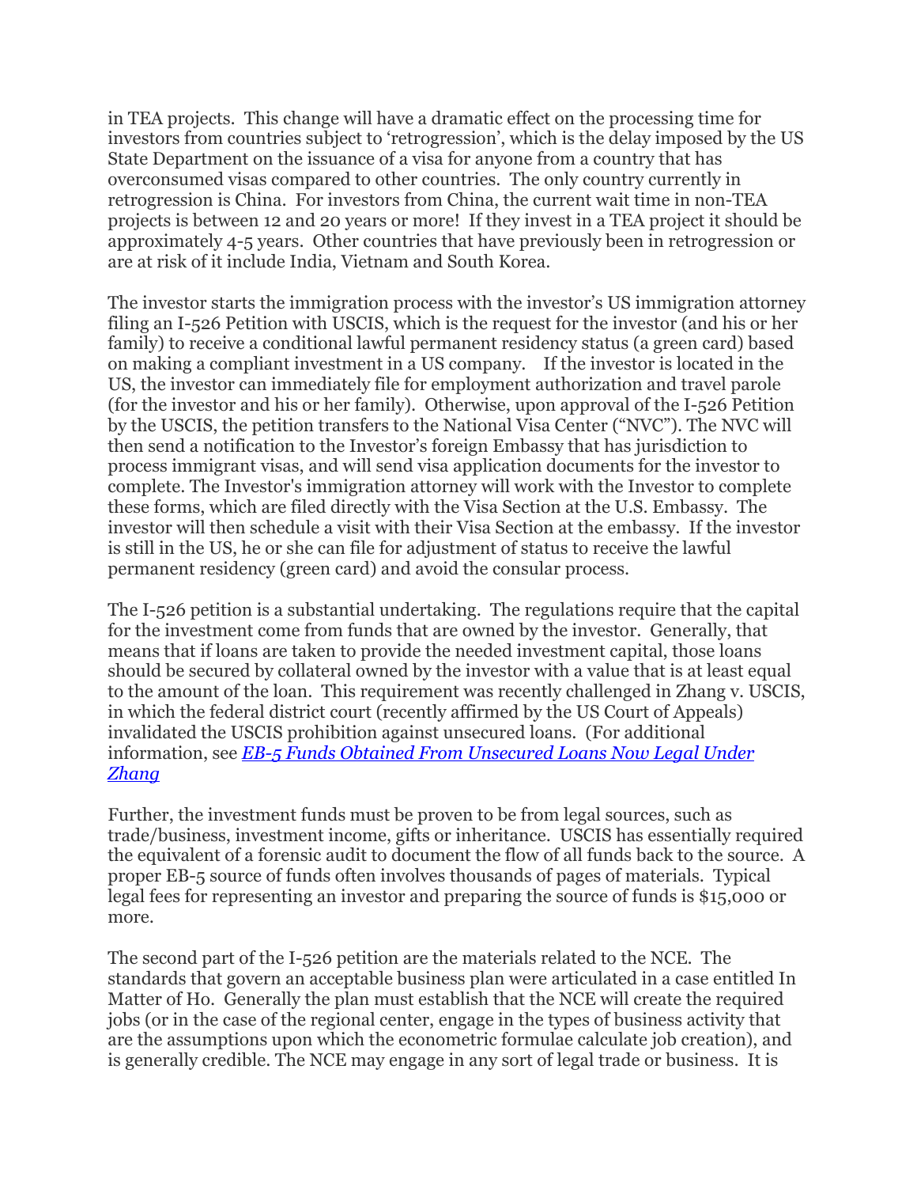in TEA projects. This change will have a dramatic effect on the processing time for investors from countries subject to 'retrogression', which is the delay imposed by the US State Department on the issuance of a visa for anyone from a country that has overconsumed visas compared to other countries. The only country currently in retrogression is China. For investors from China, the current wait time in non-TEA projects is between 12 and 20 years or more! If they invest in a TEA project it should be approximately 4-5 years. Other countries that have previously been in retrogression or are at risk of it include India, Vietnam and South Korea.

The investor starts the immigration process with the investor's US immigration attorney filing an I-526 Petition with USCIS, which is the request for the investor (and his or her family) to receive a conditional lawful permanent residency status (a green card) based on making a compliant investment in a US company. If the investor is located in the US, the investor can immediately file for employment authorization and travel parole (for the investor and his or her family). Otherwise, upon approval of the I-526 Petition by the USCIS, the petition transfers to the National Visa Center ("NVC"). The NVC will then send a notification to the Investor's foreign Embassy that has jurisdiction to process immigrant visas, and will send visa application documents for the investor to complete. The Investor's immigration attorney will work with the Investor to complete these forms, which are filed directly with the Visa Section at the U.S. Embassy. The investor will then schedule a visit with their Visa Section at the embassy. If the investor is still in the US, he or she can file for adjustment of status to receive the lawful permanent residency (green card) and avoid the consular process.

The I-526 petition is a substantial undertaking. The regulations require that the capital for the investment come from funds that are owned by the investor. Generally, that means that if loans are taken to provide the needed investment capital, those loans should be secured by collateral owned by the investor with a value that is at least equal to the amount of the loan. This requirement was recently challenged in Zhang v. USCIS, in which the federal district court (recently affirmed by the US Court of Appeals) invalidated the USCIS prohibition against unsecured loans. (For additional information, see *EB-5 Funds Obtained From Unsecured Loans Now Legal Under Zhang*

Further, the investment funds must be proven to be from legal sources, such as trade/business, investment income, gifts or inheritance. USCIS has essentially required the equivalent of a forensic audit to document the flow of all funds back to the source. A proper EB-5 source of funds often involves thousands of pages of materials. Typical legal fees for representing an investor and preparing the source of funds is $15,000 or more.

The second part of the I-526 petition are the materials related to the NCE. The standards that govern an acceptable business plan were articulated in a case entitled In Matter of Ho. Generally the plan must establish that the NCE will create the required jobs (or in the case of the regional center, engage in the types of business activity that are the assumptions upon which the econometric formulae calculate job creation), and is generally credible. The NCE may engage in any sort of legal trade or business. It is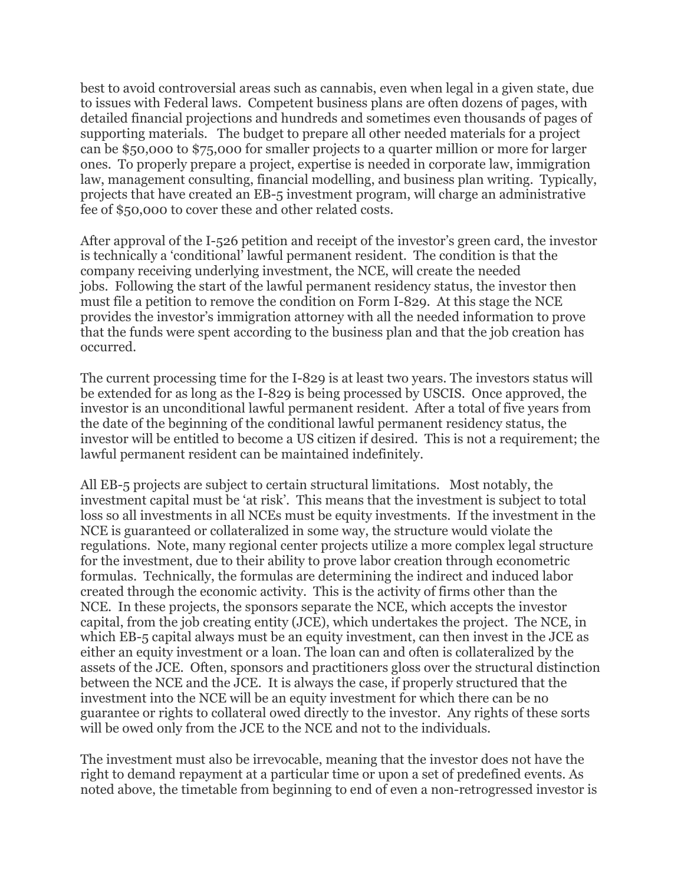best to avoid controversial areas such as cannabis, even when legal in a given state, due to issues with Federal laws. Competent business plans are often dozens of pages, with detailed financial projections and hundreds and sometimes even thousands of pages of supporting materials. The budget to prepare all other needed materials for a project can be $50,000 to $75,000 for smaller projects to a quarter million or more for larger ones. To properly prepare a project, expertise is needed in corporate law, immigration law, management consulting, financial modelling, and business plan writing. Typically, projects that have created an EB-5 investment program, will charge an administrative fee of $50,000 to cover these and other related costs.

After approval of the I-526 petition and receipt of the investor's green card, the investor is technically a 'conditional' lawful permanent resident. The condition is that the company receiving underlying investment, the NCE, will create the needed jobs. Following the start of the lawful permanent residency status, the investor then must file a petition to remove the condition on Form I-829. At this stage the NCE provides the investor's immigration attorney with all the needed information to prove that the funds were spent according to the business plan and that the job creation has occurred.

The current processing time for the I-829 is at least two years. The investors status will be extended for as long as the I-829 is being processed by USCIS. Once approved, the investor is an unconditional lawful permanent resident. After a total of five years from the date of the beginning of the conditional lawful permanent residency status, the investor will be entitled to become a US citizen if desired. This is not a requirement; the lawful permanent resident can be maintained indefinitely.

All EB-5 projects are subject to certain structural limitations. Most notably, the investment capital must be 'at risk'. This means that the investment is subject to total loss so all investments in all NCEs must be equity investments. If the investment in the NCE is guaranteed or collateralized in some way, the structure would violate the regulations. Note, many regional center projects utilize a more complex legal structure for the investment, due to their ability to prove labor creation through econometric formulas. Technically, the formulas are determining the indirect and induced labor created through the economic activity. This is the activity of firms other than the NCE. In these projects, the sponsors separate the NCE, which accepts the investor capital, from the job creating entity (JCE), which undertakes the project. The NCE, in which EB-5 capital always must be an equity investment, can then invest in the JCE as either an equity investment or a loan. The loan can and often is collateralized by the assets of the JCE. Often, sponsors and practitioners gloss over the structural distinction between the NCE and the JCE. It is always the case, if properly structured that the investment into the NCE will be an equity investment for which there can be no guarantee or rights to collateral owed directly to the investor. Any rights of these sorts will be owed only from the JCE to the NCE and not to the individuals.

The investment must also be irrevocable, meaning that the investor does not have the right to demand repayment at a particular time or upon a set of predefined events. As noted above, the timetable from beginning to end of even a non-retrogressed investor is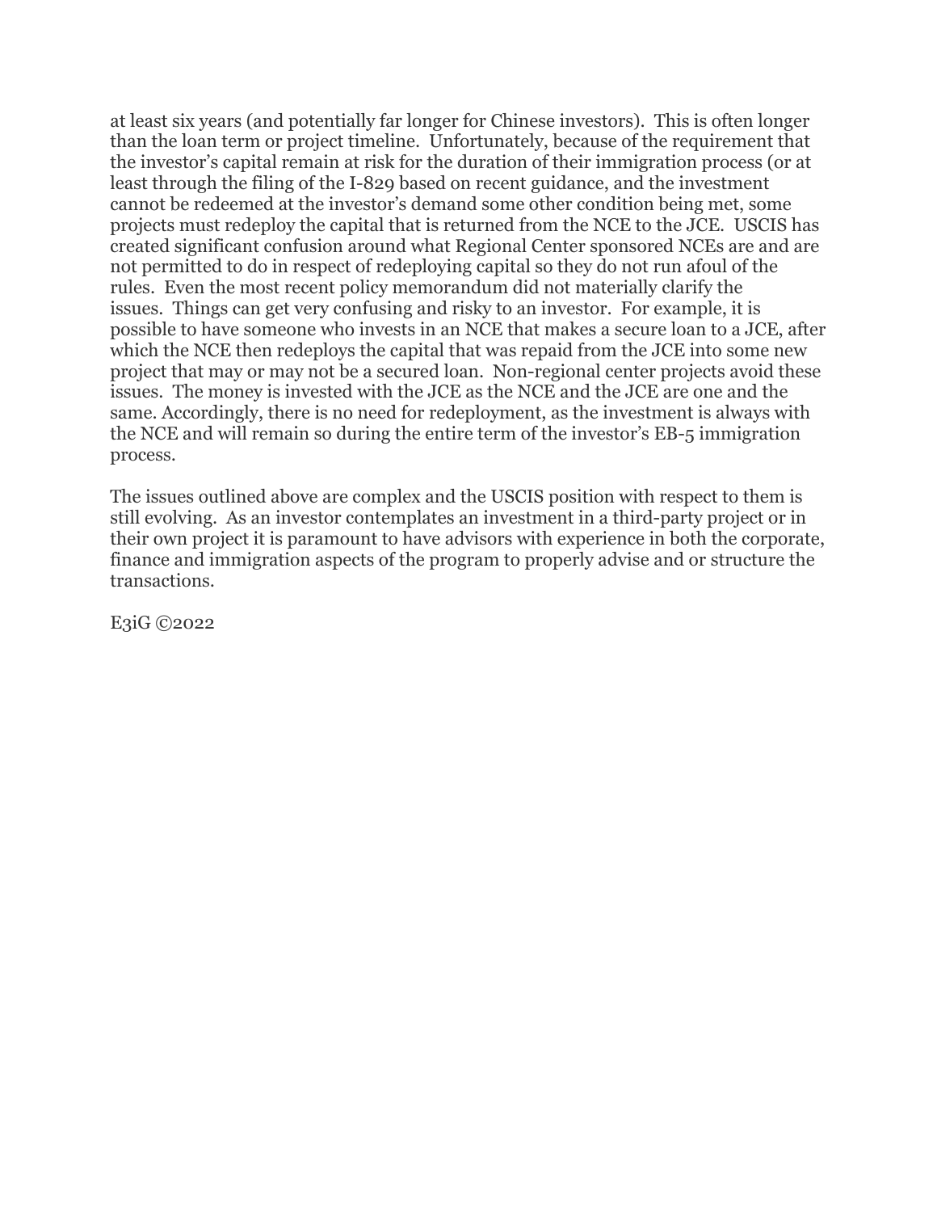at least six years (and potentially far longer for Chinese investors). This is often longer than the loan term or project timeline. Unfortunately, because of the requirement that the investor's capital remain at risk for the duration of their immigration process (or at least through the filing of the I-829 based on recent guidance, and the investment cannot be redeemed at the investor's demand some other condition being met, some projects must redeploy the capital that is returned from the NCE to the JCE. USCIS has created significant confusion around what Regional Center sponsored NCEs are and are not permitted to do in respect of redeploying capital so they do not run afoul of the rules. Even the most recent policy memorandum did not materially clarify the issues. Things can get very confusing and risky to an investor. For example, it is possible to have someone who invests in an NCE that makes a secure loan to a JCE, after which the NCE then redeploys the capital that was repaid from the JCE into some new project that may or may not be a secured loan. Non-regional center projects avoid these issues. The money is invested with the JCE as the NCE and the JCE are one and the same. Accordingly, there is no need for redeployment, as the investment is always with the NCE and will remain so during the entire term of the investor's EB-5 immigration process.

The issues outlined above are complex and the USCIS position with respect to them is still evolving. As an investor contemplates an investment in a third-party project or in their own project it is paramount to have advisors with experience in both the corporate, finance and immigration aspects of the program to properly advise and or structure the transactions.

E3iG ©2022